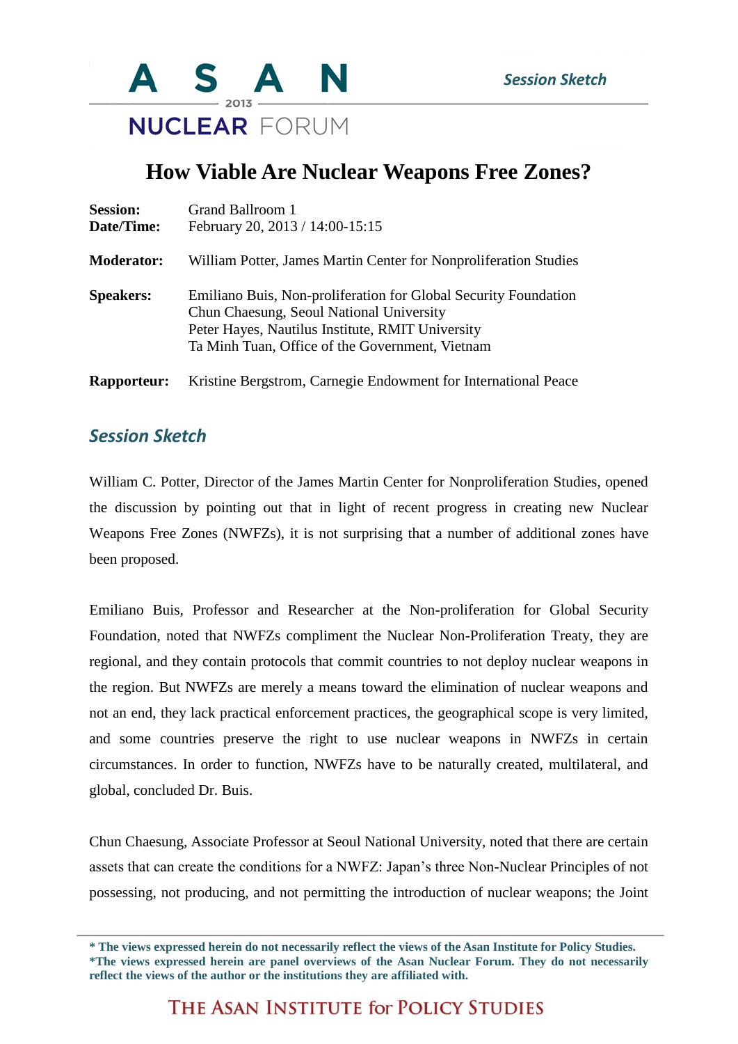ASAN 2013 NUCLEAR FORUM

*Session Sketch*

# How Viable Are Nuclear Weapons Free Zones?

**Session:** Grand Ballroom 1
**Date/Time:** February 20, 2013 / 14:00-15:15

**Moderator:** William Potter, James Martin Center for Nonproliferation Studies

**Speakers:** Emiliano Buis, Non-proliferation for Global Security Foundation
Chun Chaesung, Seoul National University
Peter Hayes, Nautilus Institute, RMIT University
Ta Minh Tuan, Office of the Government, Vietnam

**Rapporteur:** Kristine Bergstrom, Carnegie Endowment for International Peace

## *Session Sketch*

William C. Potter, Director of the James Martin Center for Nonproliferation Studies, opened the discussion by pointing out that in light of recent progress in creating new Nuclear Weapons Free Zones (NWFZs), it is not surprising that a number of additional zones have been proposed.

Emiliano Buis, Professor and Researcher at the Non-proliferation for Global Security Foundation, noted that NWFZs compliment the Nuclear Non-Proliferation Treaty, they are regional, and they contain protocols that commit countries to not deploy nuclear weapons in the region. But NWFZs are merely a means toward the elimination of nuclear weapons and not an end, they lack practical enforcement practices, the geographical scope is very limited, and some countries preserve the right to use nuclear weapons in NWFZs in certain circumstances. In order to function, NWFZs have to be naturally created, multilateral, and global, concluded Dr. Buis.

Chun Chaesung, Associate Professor at Seoul National University, noted that there are certain assets that can create the conditions for a NWFZ: Japan's three Non-Nuclear Principles of not possessing, not producing, and not permitting the introduction of nuclear weapons; the Joint

**\* The views expressed herein do not necessarily reflect the views of the Asan Institute for Policy Studies.**
**\*The views expressed herein are panel overviews of the Asan Nuclear Forum. They do not necessarily reflect the views of the author or the institutions they are affiliated with.**

THE ASAN INSTITUTE for POLICY STUDIES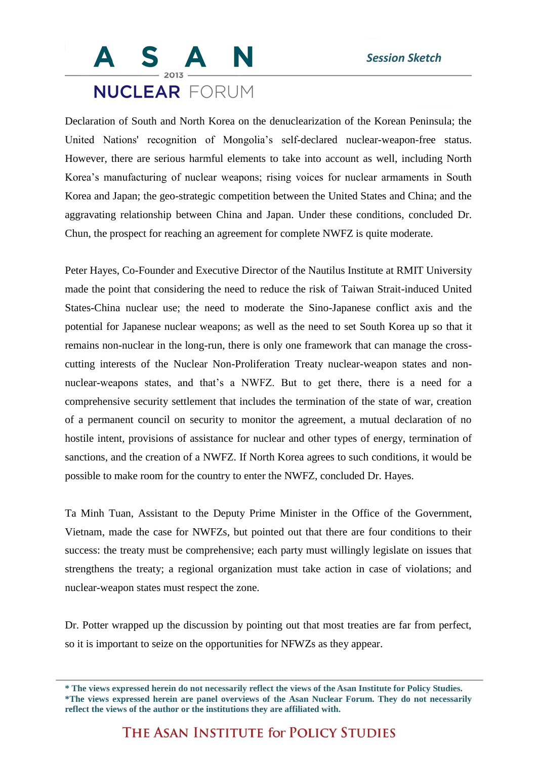Declaration of South and North Korea on the denuclearization of the Korean Peninsula; the United Nations' recognition of Mongolia's self-declared nuclear-weapon-free status. However, there are serious harmful elements to take into account as well, including North Korea's manufacturing of nuclear weapons; rising voices for nuclear armaments in South Korea and Japan; the geo-strategic competition between the United States and China; and the aggravating relationship between China and Japan. Under these conditions, concluded Dr. Chun, the prospect for reaching an agreement for complete NWFZ is quite moderate.

Peter Hayes, Co-Founder and Executive Director of the Nautilus Institute at RMIT University made the point that considering the need to reduce the risk of Taiwan Strait-induced United States-China nuclear use; the need to moderate the Sino-Japanese conflict axis and the potential for Japanese nuclear weapons; as well as the need to set South Korea up so that it remains non-nuclear in the long-run, there is only one framework that can manage the cross-cutting interests of the Nuclear Non-Proliferation Treaty nuclear-weapon states and non-nuclear-weapons states, and that's a NWFZ. But to get there, there is a need for a comprehensive security settlement that includes the termination of the state of war, creation of a permanent council on security to monitor the agreement, a mutual declaration of no hostile intent, provisions of assistance for nuclear and other types of energy, termination of sanctions, and the creation of a NWFZ. If North Korea agrees to such conditions, it would be possible to make room for the country to enter the NWFZ, concluded Dr. Hayes.

Ta Minh Tuan, Assistant to the Deputy Prime Minister in the Office of the Government, Vietnam, made the case for NWFZs, but pointed out that there are four conditions to their success: the treaty must be comprehensive; each party must willingly legislate on issues that strengthens the treaty; a regional organization must take action in case of violations; and nuclear-weapon states must respect the zone.

Dr. Potter wrapped up the discussion by pointing out that most treaties are far from perfect, so it is important to seize on the opportunities for NFWZs as they appear.

**\* The views expressed herein do not necessarily reflect the views of the Asan Institute for Policy Studies.**
**\*The views expressed herein are panel overviews of the Asan Nuclear Forum. They do not necessarily reflect the views of the author or the institutions they are affiliated with.**